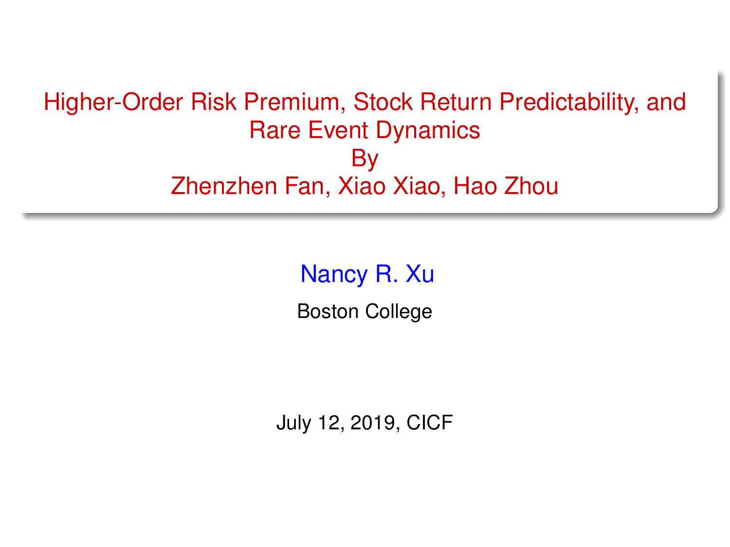# Higher-Order Risk Premium, Stock Return Predictability, and Rare Event Dynamics
By
Zhenzhen Fan, Xiao Xiao, Hao Zhou

Nancy R. Xu

Boston College

July 12, 2019, CICF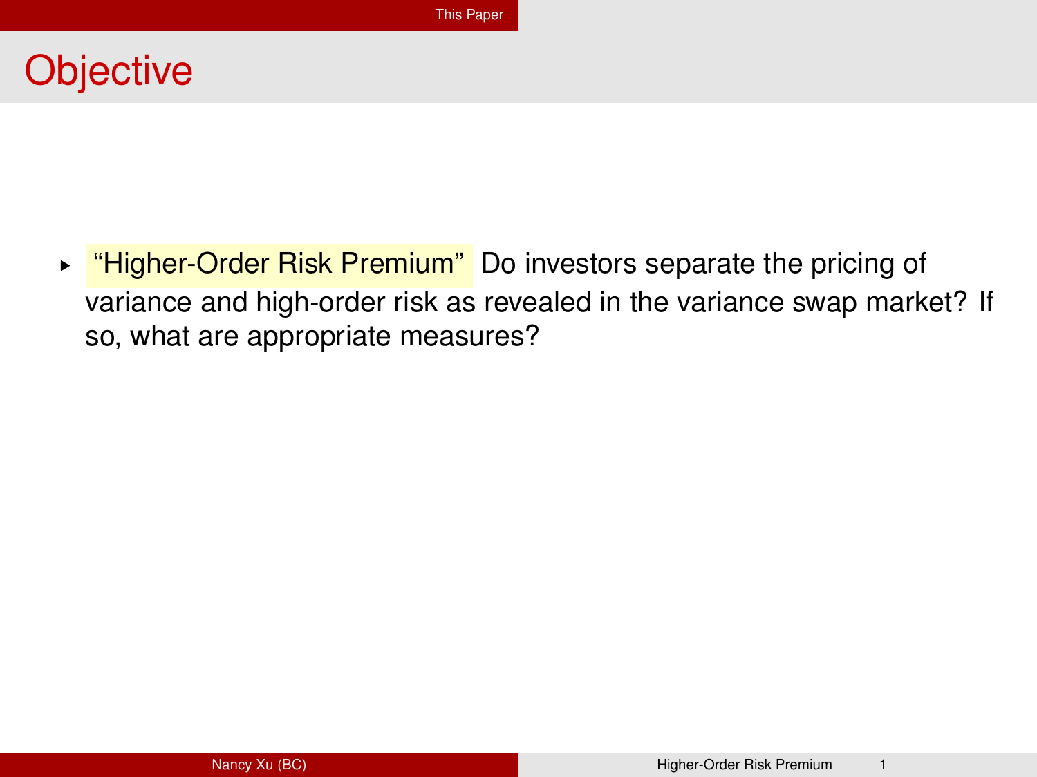# Objective

- "Higher-Order Risk Premium" Do investors separate the pricing of variance and high-order risk as revealed in the variance swap market? If so, what are appropriate measures?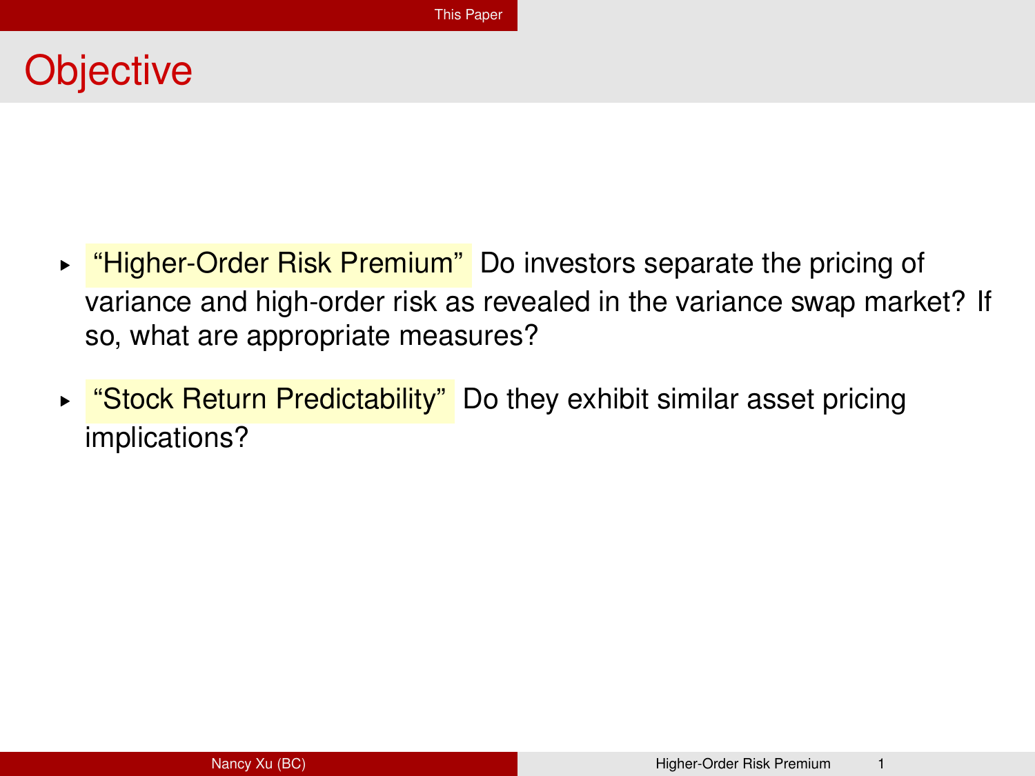# Objective

- "Higher-Order Risk Premium" Do investors separate the pricing of variance and high-order risk as revealed in the variance swap market? If so, what are appropriate measures?
- "Stock Return Predictability" Do they exhibit similar asset pricing implications?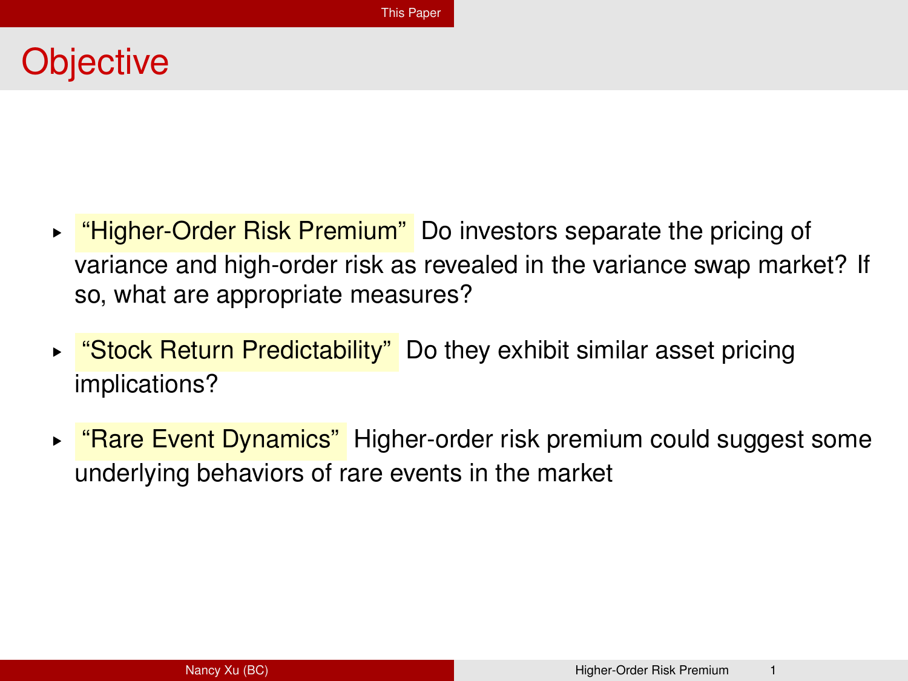# Objective

- "Higher-Order Risk Premium" Do investors separate the pricing of variance and high-order risk as revealed in the variance swap market? If so, what are appropriate measures?
- "Stock Return Predictability" Do they exhibit similar asset pricing implications?
- "Rare Event Dynamics" Higher-order risk premium could suggest some underlying behaviors of rare events in the market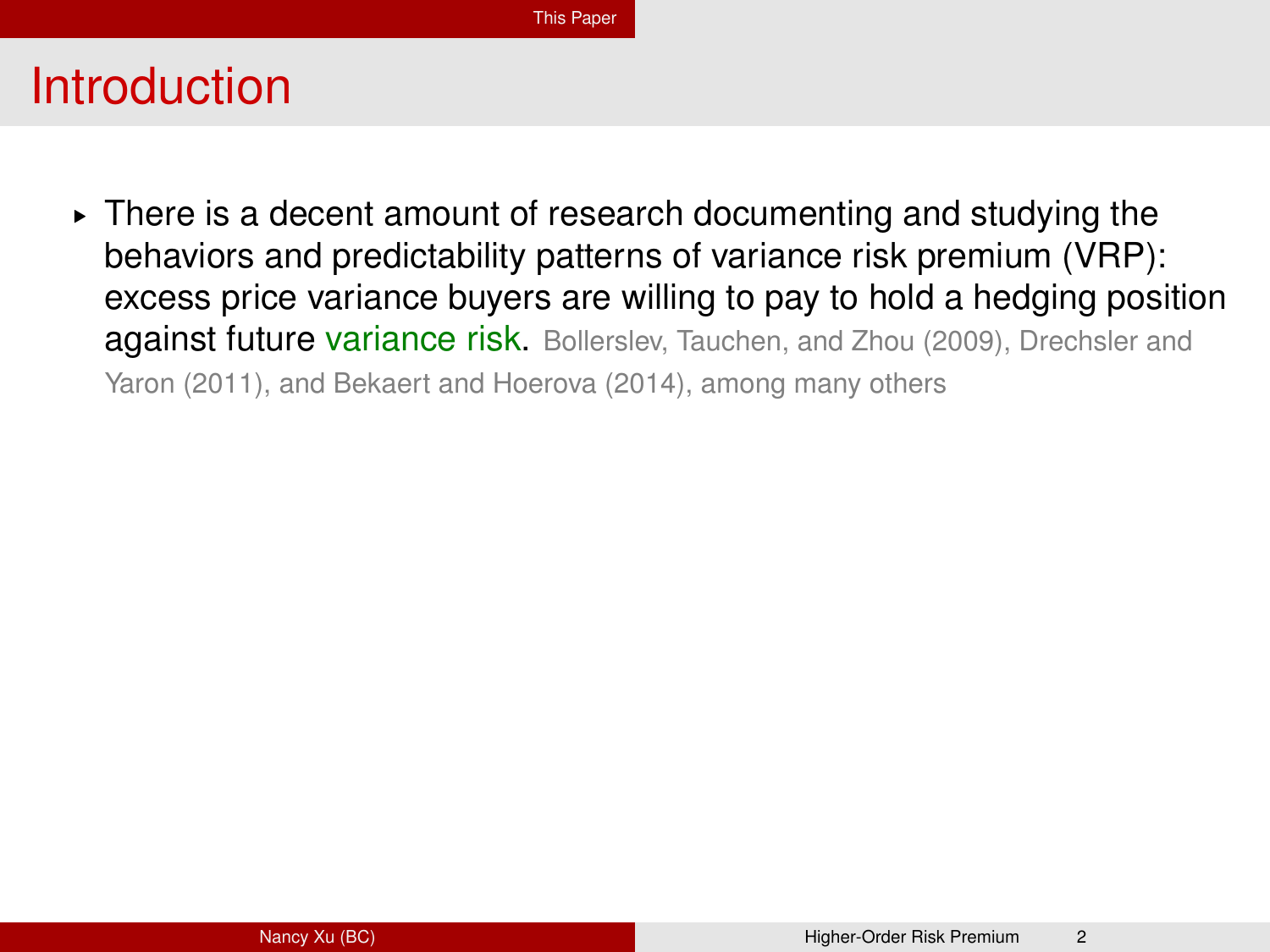# Introduction

- There is a decent amount of research documenting and studying the behaviors and predictability patterns of variance risk premium (VRP): excess price variance buyers are willing to pay to hold a hedging position against future variance risk. Bollerslev, Tauchen, and Zhou (2009), Drechsler and Yaron (2011), and Bekaert and Hoerova (2014), among many others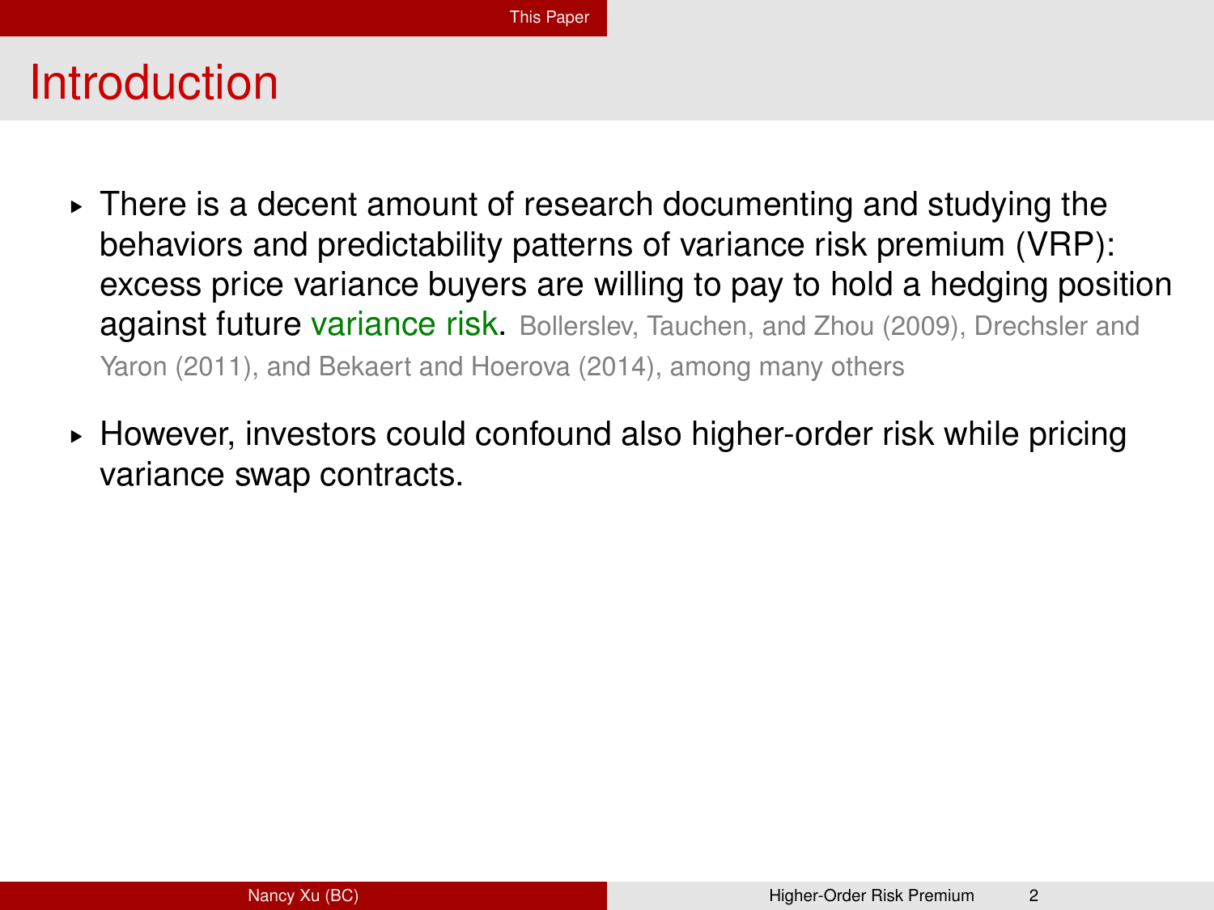# Introduction

- There is a decent amount of research documenting and studying the behaviors and predictability patterns of variance risk premium (VRP): excess price variance buyers are willing to pay to hold a hedging position against future variance risk. Bollerslev, Tauchen, and Zhou (2009), Drechsler and Yaron (2011), and Bekaert and Hoerova (2014), among many others
- However, investors could confound also higher-order risk while pricing variance swap contracts.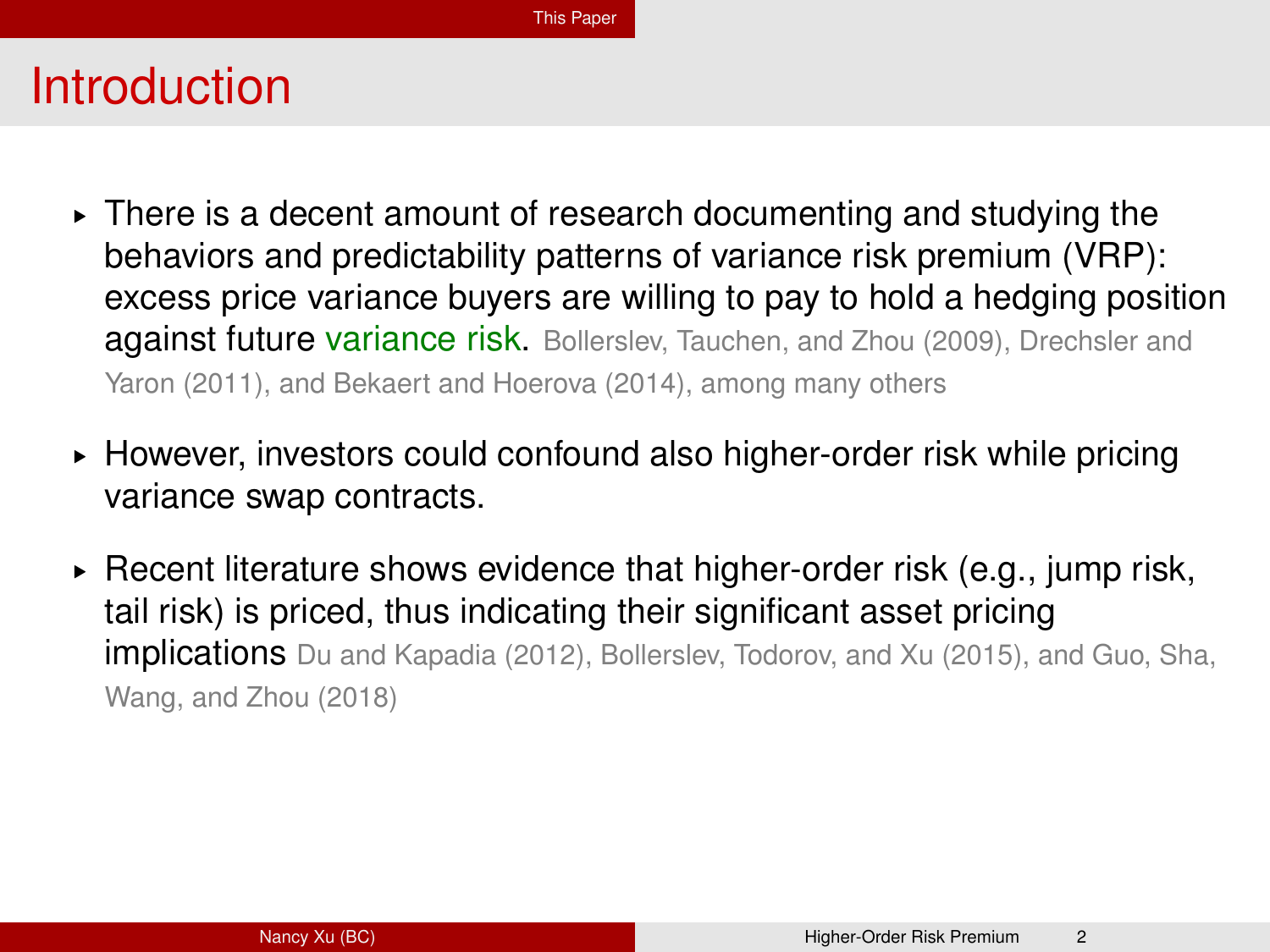# Introduction

- There is a decent amount of research documenting and studying the behaviors and predictability patterns of variance risk premium (VRP): excess price variance buyers are willing to pay to hold a hedging position against future variance risk. Bollerslev, Tauchen, and Zhou (2009), Drechsler and Yaron (2011), and Bekaert and Hoerova (2014), among many others
- However, investors could confound also higher-order risk while pricing variance swap contracts.
- Recent literature shows evidence that higher-order risk (e.g., jump risk, tail risk) is priced, thus indicating their significant asset pricing implications Du and Kapadia (2012), Bollerslev, Todorov, and Xu (2015), and Guo, Sha, Wang, and Zhou (2018)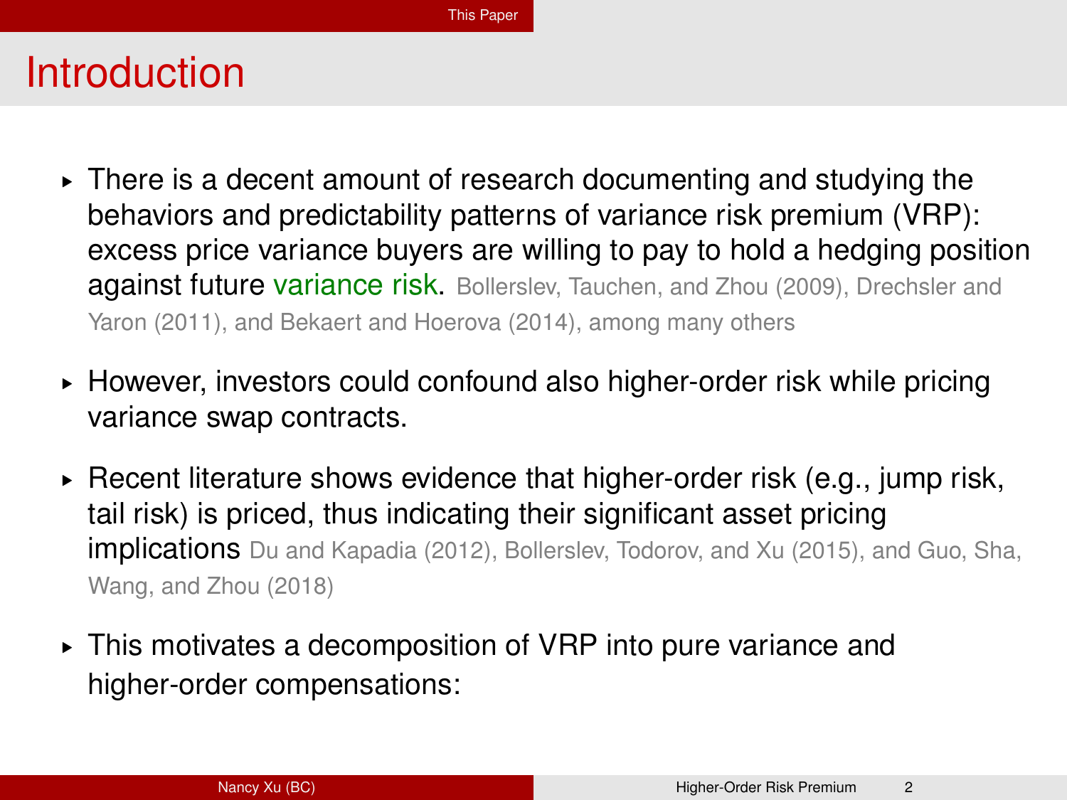# Introduction

- There is a decent amount of research documenting and studying the behaviors and predictability patterns of variance risk premium (VRP): excess price variance buyers are willing to pay to hold a hedging position against future variance risk. Bollerslev, Tauchen, and Zhou (2009), Drechsler and Yaron (2011), and Bekaert and Hoerova (2014), among many others
- However, investors could confound also higher-order risk while pricing variance swap contracts.
- Recent literature shows evidence that higher-order risk (e.g., jump risk, tail risk) is priced, thus indicating their significant asset pricing implications Du and Kapadia (2012), Bollerslev, Todorov, and Xu (2015), and Guo, Sha, Wang, and Zhou (2018)
- This motivates a decomposition of VRP into pure variance and higher-order compensations: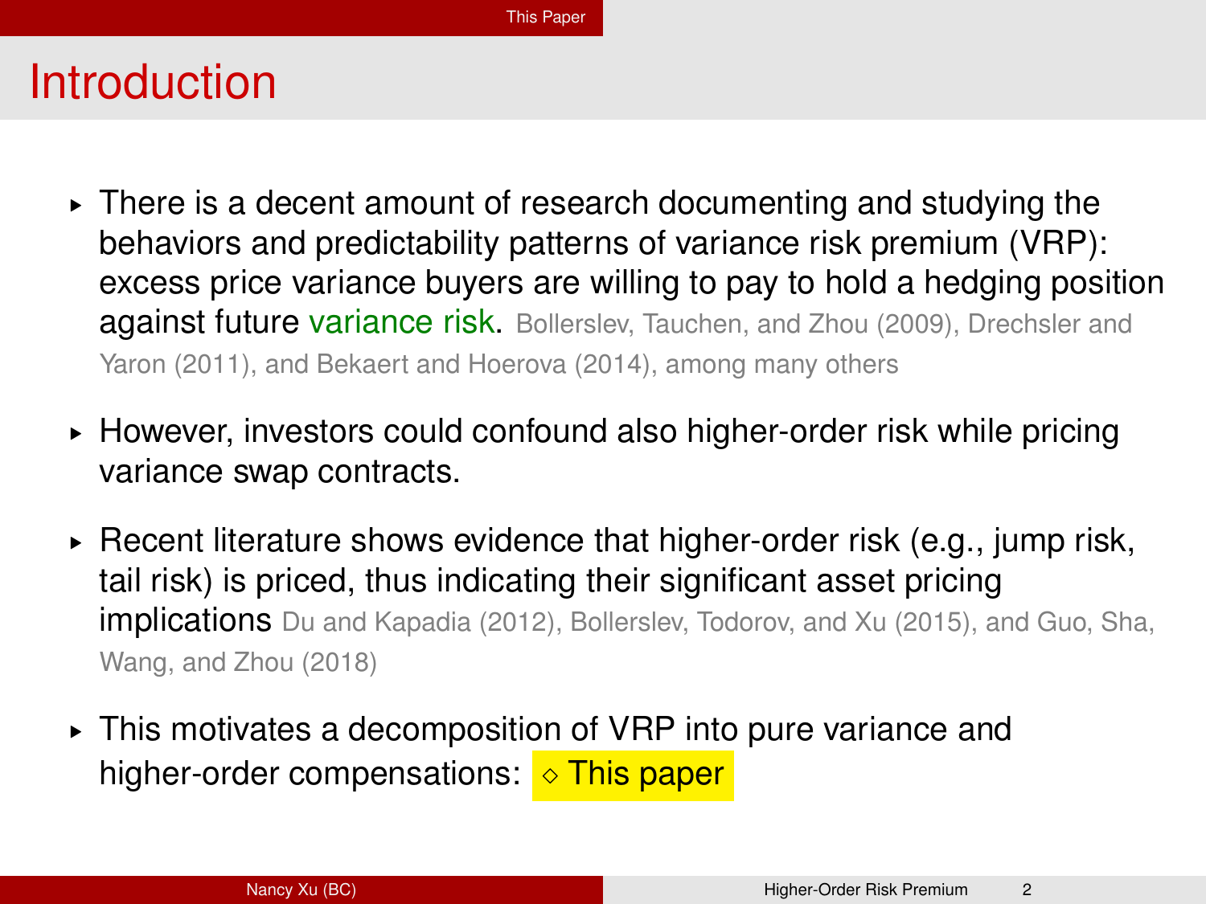# Introduction

- There is a decent amount of research documenting and studying the behaviors and predictability patterns of variance risk premium (VRP): excess price variance buyers are willing to pay to hold a hedging position against future variance risk. Bollerslev, Tauchen, and Zhou (2009), Drechsler and Yaron (2011), and Bekaert and Hoerova (2014), among many others

- However, investors could confound also higher-order risk while pricing variance swap contracts.

- Recent literature shows evidence that higher-order risk (e.g., jump risk, tail risk) is priced, thus indicating their significant asset pricing implications Du and Kapadia (2012), Bollerslev, Todorov, and Xu (2015), and Guo, Sha, Wang, and Zhou (2018)

- This motivates a decomposition of VRP into pure variance and higher-order compensations: ◇ This paper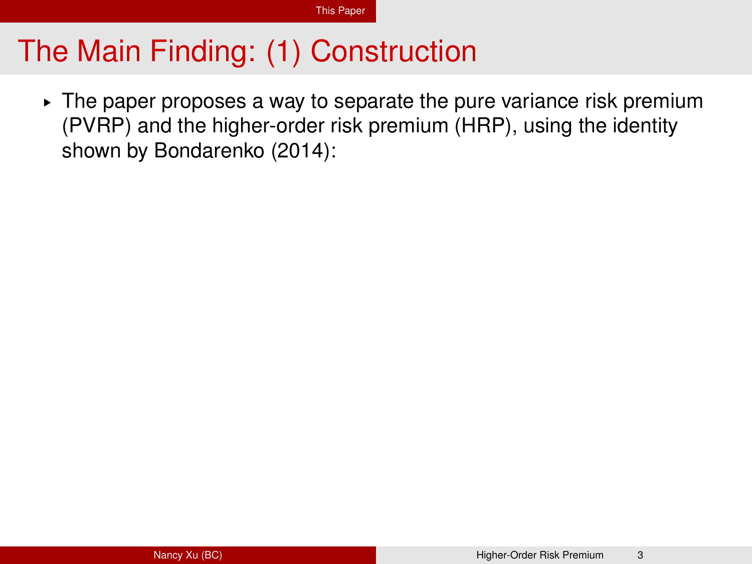# The Main Finding: (1) Construction

- The paper proposes a way to separate the pure variance risk premium (PVRP) and the higher-order risk premium (HRP), using the identity shown by Bondarenko (2014):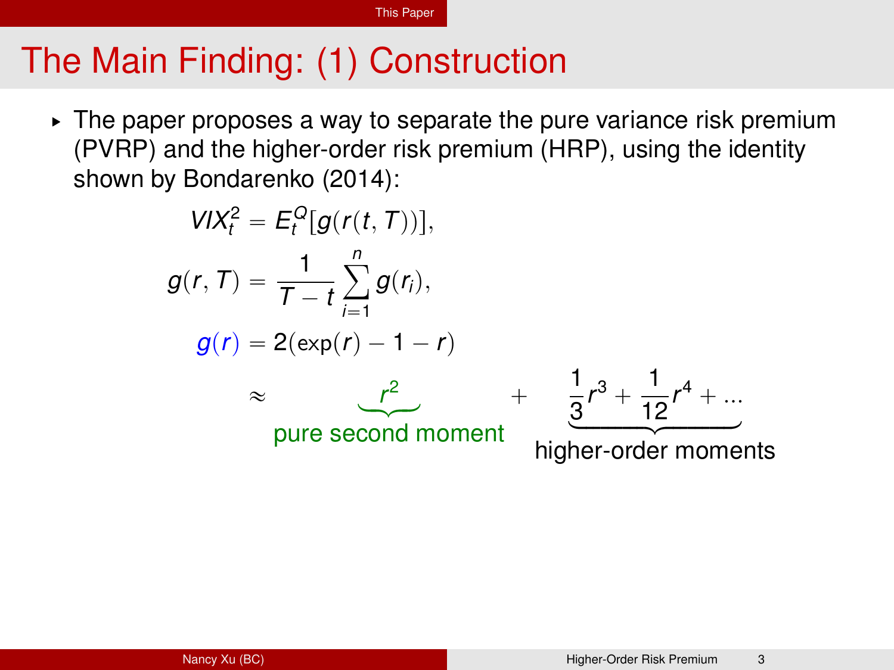# The Main Finding: (1) Construction

- The paper proposes a way to separate the pure variance risk premium (PVRP) and the higher-order risk premium (HRP), using the identity shown by Bondarenko (2014):

$$
\begin{aligned}
VIX_t^2 &= E_t^Q[g(r(t,T))], \\
g(r,T) &= \frac{1}{T-t}\sum_{i=1}^{n} g(r_i), \\
g(r) &= 2(\exp(r) - 1 - r) \\
&\approx \underbrace{r^2}_{\text{pure second moment}} + \underbrace{\frac{1}{3}r^3 + \frac{1}{12}r^4 + \ldots}_{\text{higher-order moments}}
\end{aligned}
$$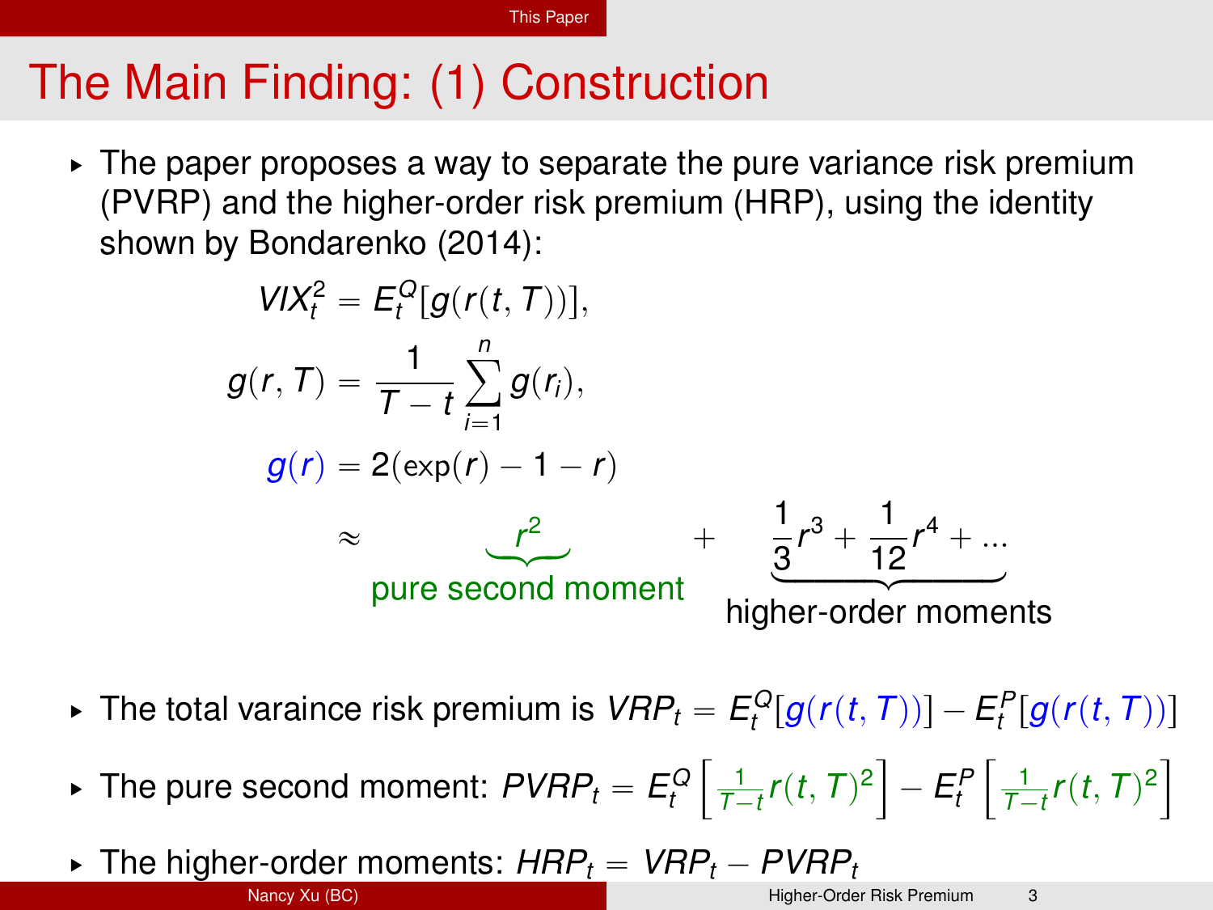# The Main Finding: (1) Construction

- The paper proposes a way to separate the pure variance risk premium (PVRP) and the higher-order risk premium (HRP), using the identity shown by Bondarenko (2014):

$$VIX_t^2 = E_t^Q[g(r(t,T))],$$

$$g(r,T) = \frac{1}{T-t}\sum_{i=1}^{n} g(r_i),$$

$$g(r) = 2(\exp(r) - 1 - r)$$

$$\approx \underbrace{r^2}_{\text{pure second moment}} + \underbrace{\frac{1}{3}r^3 + \frac{1}{12}r^4 + ...}_{\text{higher-order moments}}$$

- The total varaince risk premium is $VRP_t = E_t^Q[g(r(t,T))] - E_t^P[g(r(t,T))]$
- The pure second moment: $PVRP_t = E_t^Q\left[\frac{1}{T-t}r(t,T)^2\right] - E_t^P\left[\frac{1}{T-t}r(t,T)^2\right]$
- The higher-order moments: $HRP_t = VRP_t - PVRP_t$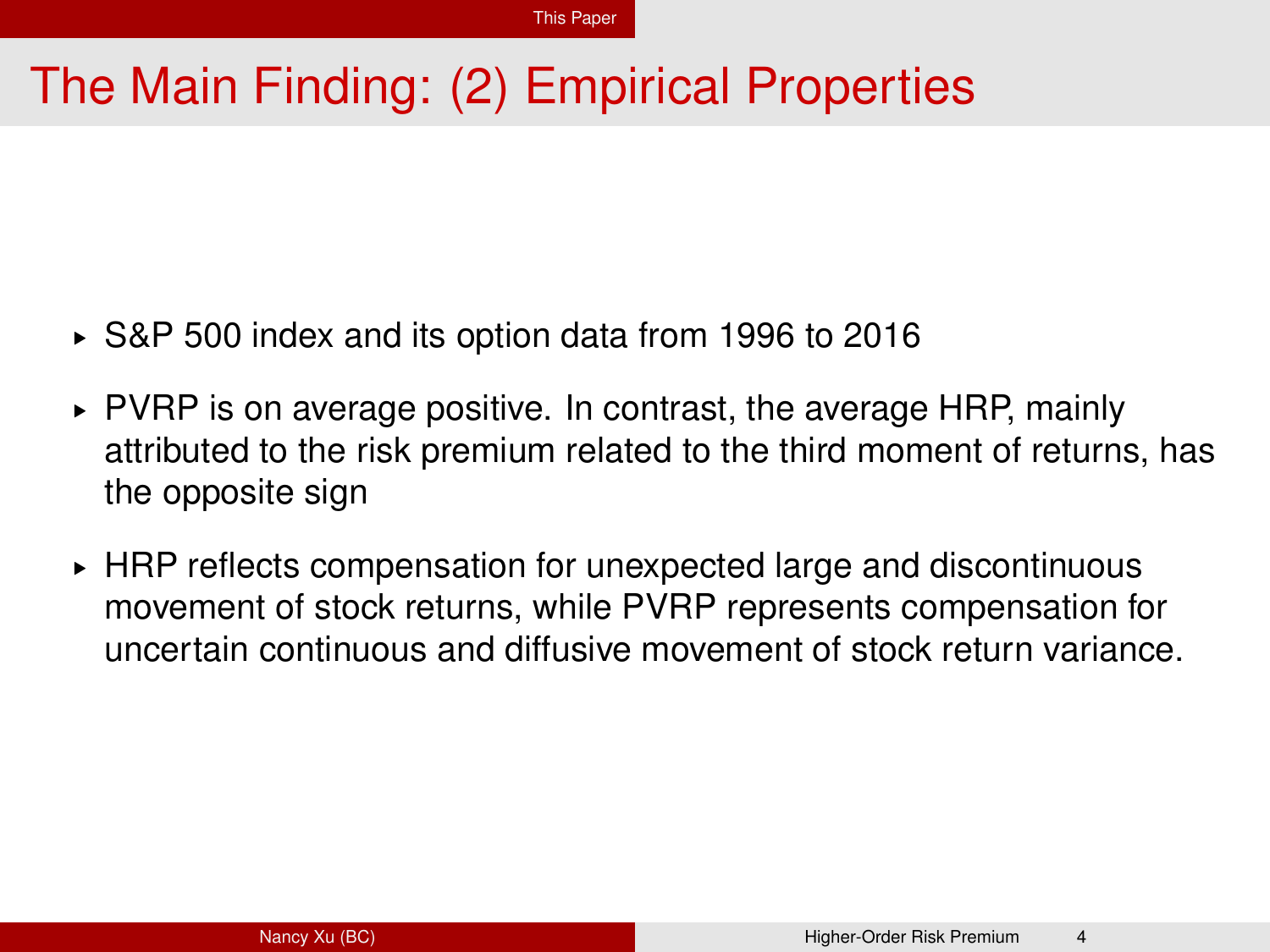# The Main Finding: (2) Empirical Properties

- S&P 500 index and its option data from 1996 to 2016
- PVRP is on average positive. In contrast, the average HRP, mainly attributed to the risk premium related to the third moment of returns, has the opposite sign
- HRP reflects compensation for unexpected large and discontinuous movement of stock returns, while PVRP represents compensation for uncertain continuous and diffusive movement of stock return variance.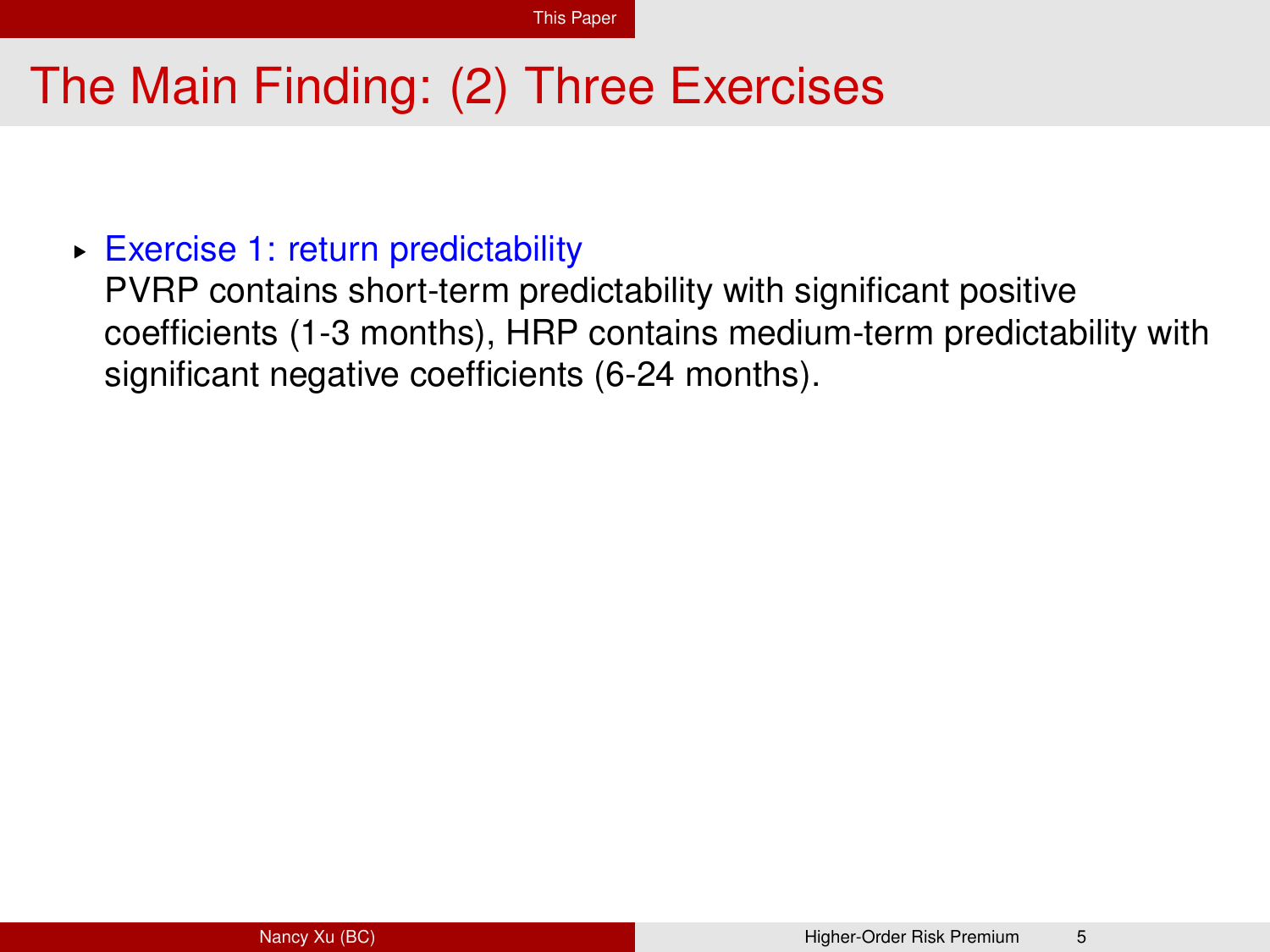# The Main Finding: (2) Three Exercises

- Exercise 1: return predictability
  PVRP contains short-term predictability with significant positive coefficients (1-3 months), HRP contains medium-term predictability with significant negative coefficients (6-24 months).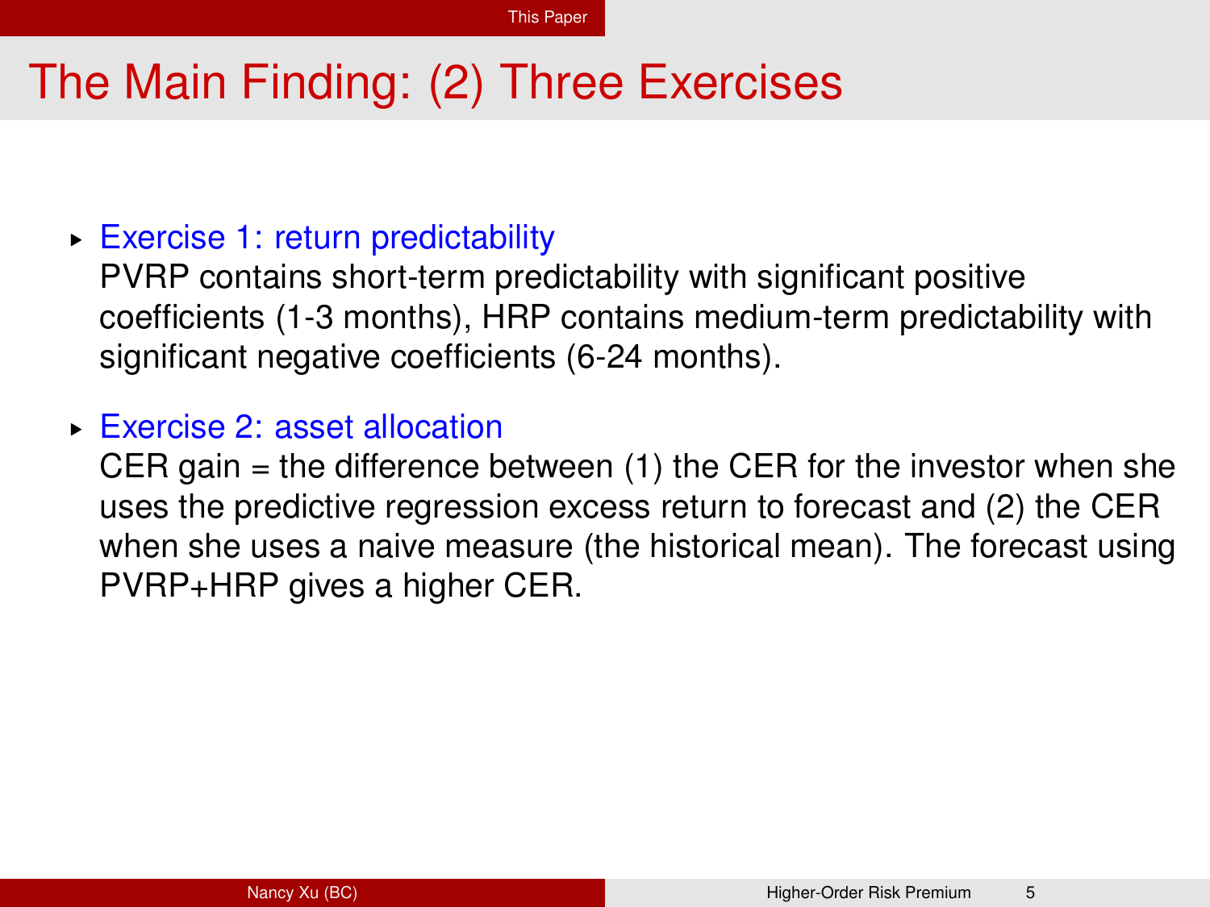# The Main Finding: (2) Three Exercises

- Exercise 1: return predictability
  PVRP contains short-term predictability with significant positive coefficients (1-3 months), HRP contains medium-term predictability with significant negative coefficients (6-24 months).
- Exercise 2: asset allocation
  CER gain = the difference between (1) the CER for the investor when she uses the predictive regression excess return to forecast and (2) the CER when she uses a naive measure (the historical mean). The forecast using PVRP+HRP gives a higher CER.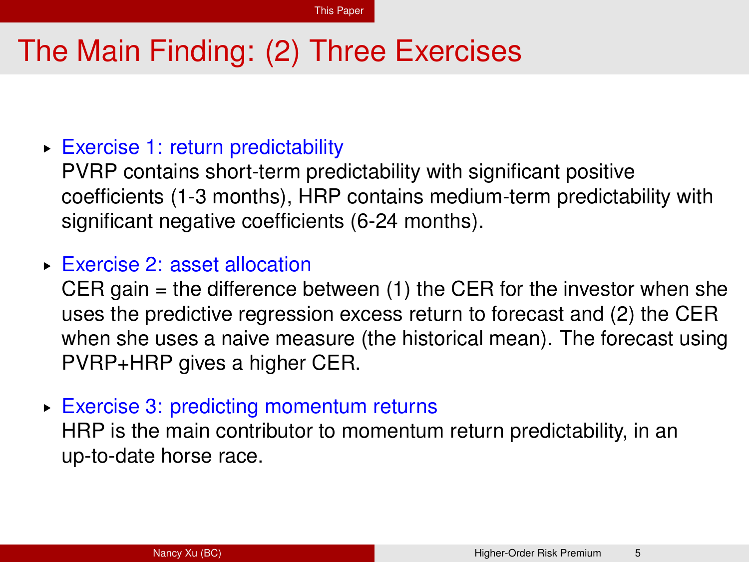# The Main Finding: (2) Three Exercises

- **Exercise 1: return predictability**
  PVRP contains short-term predictability with significant positive coefficients (1-3 months), HRP contains medium-term predictability with significant negative coefficients (6-24 months).

- **Exercise 2: asset allocation**
  CER gain = the difference between (1) the CER for the investor when she uses the predictive regression excess return to forecast and (2) the CER when she uses a naive measure (the historical mean). The forecast using PVRP+HRP gives a higher CER.

- **Exercise 3: predicting momentum returns**
  HRP is the main contributor to momentum return predictability, in an up-to-date horse race.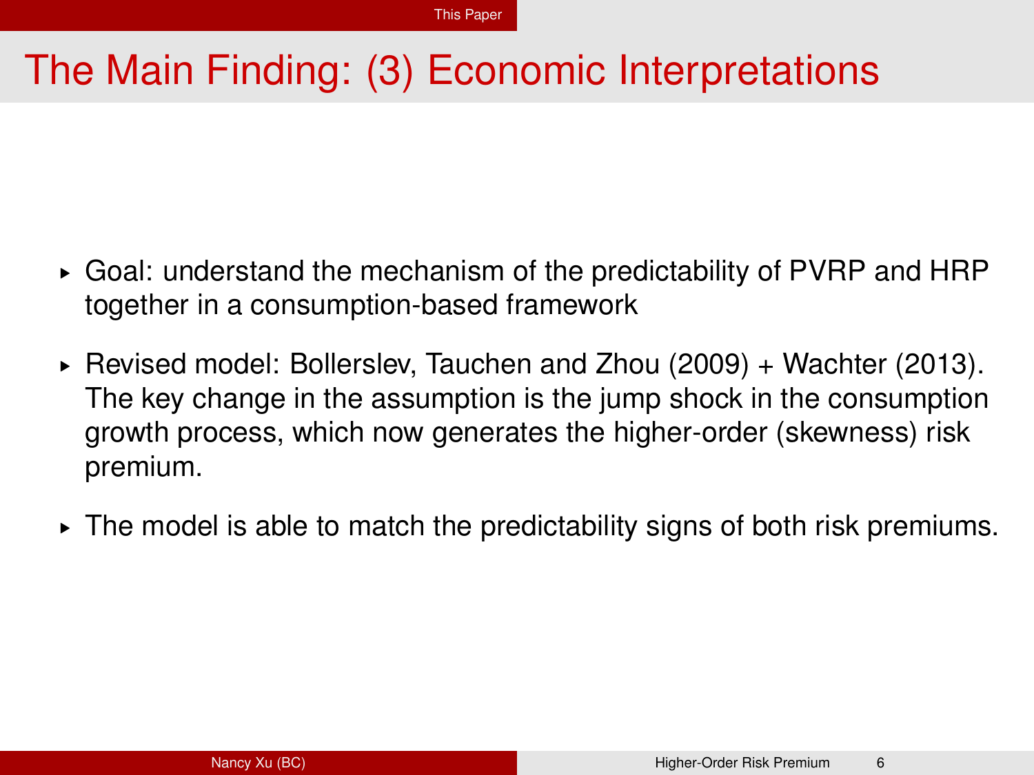# The Main Finding: (3) Economic Interpretations

- Goal: understand the mechanism of the predictability of PVRP and HRP together in a consumption-based framework
- Revised model: Bollerslev, Tauchen and Zhou (2009) + Wachter (2013). The key change in the assumption is the jump shock in the consumption growth process, which now generates the higher-order (skewness) risk premium.
- The model is able to match the predictability signs of both risk premiums.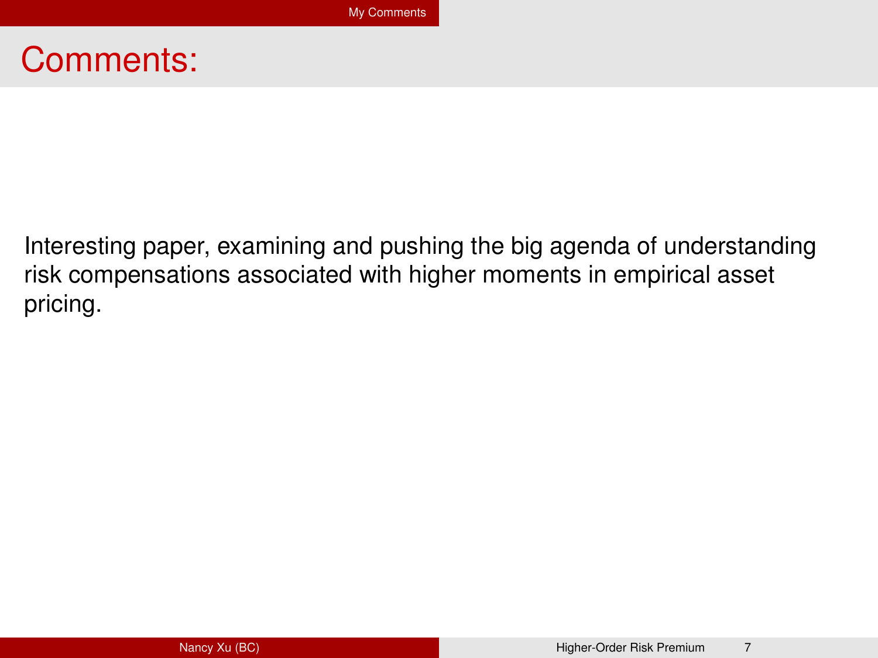# Comments:

Interesting paper, examining and pushing the big agenda of understanding risk compensations associated with higher moments in empirical asset pricing.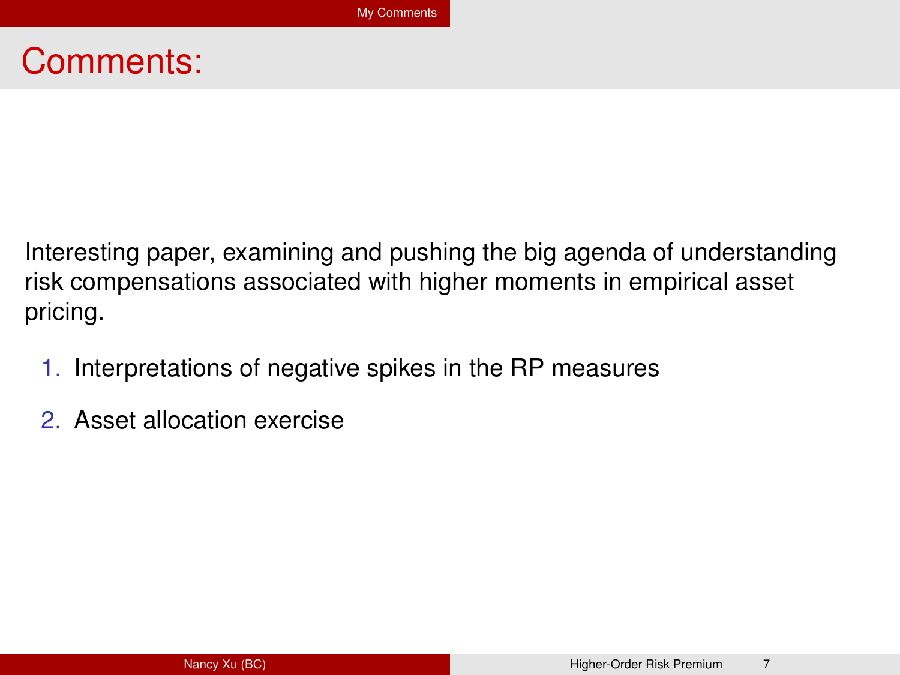# Comments:

Interesting paper, examining and pushing the big agenda of understanding risk compensations associated with higher moments in empirical asset pricing.

1. Interpretations of negative spikes in the RP measures
2. Asset allocation exercise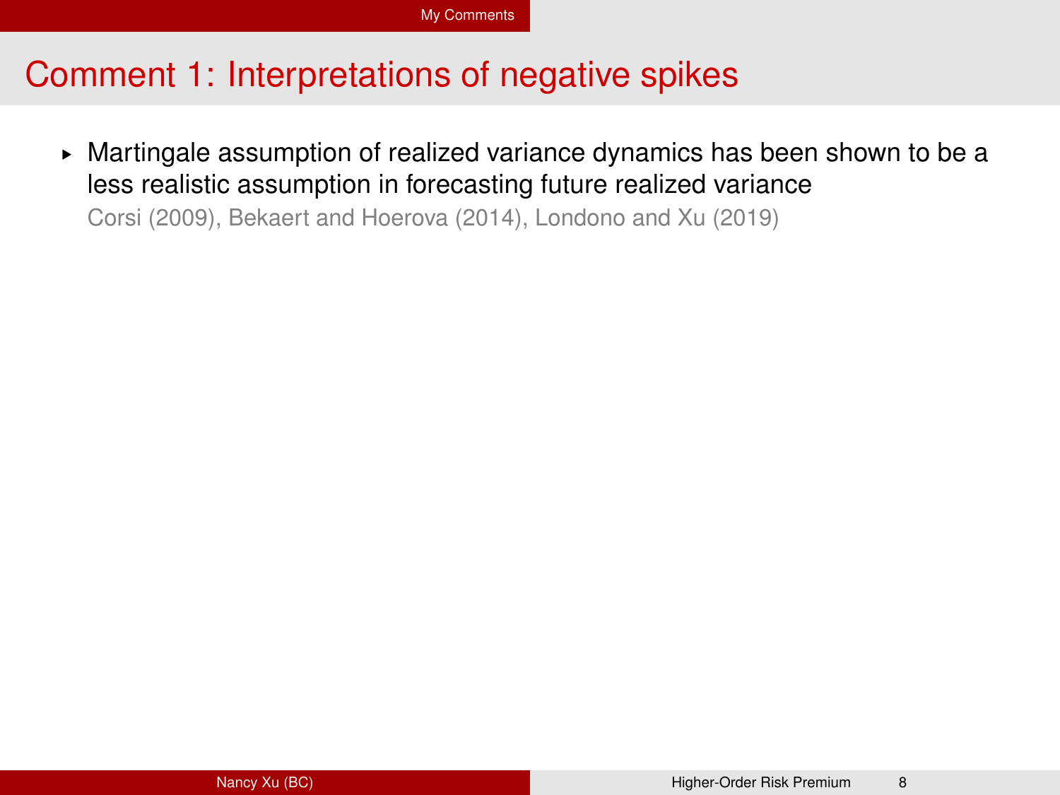# Comment 1: Interpretations of negative spikes

- Martingale assumption of realized variance dynamics has been shown to be a less realistic assumption in forecasting future realized variance
  Corsi (2009), Bekaert and Hoerova (2014), Londono and Xu (2019)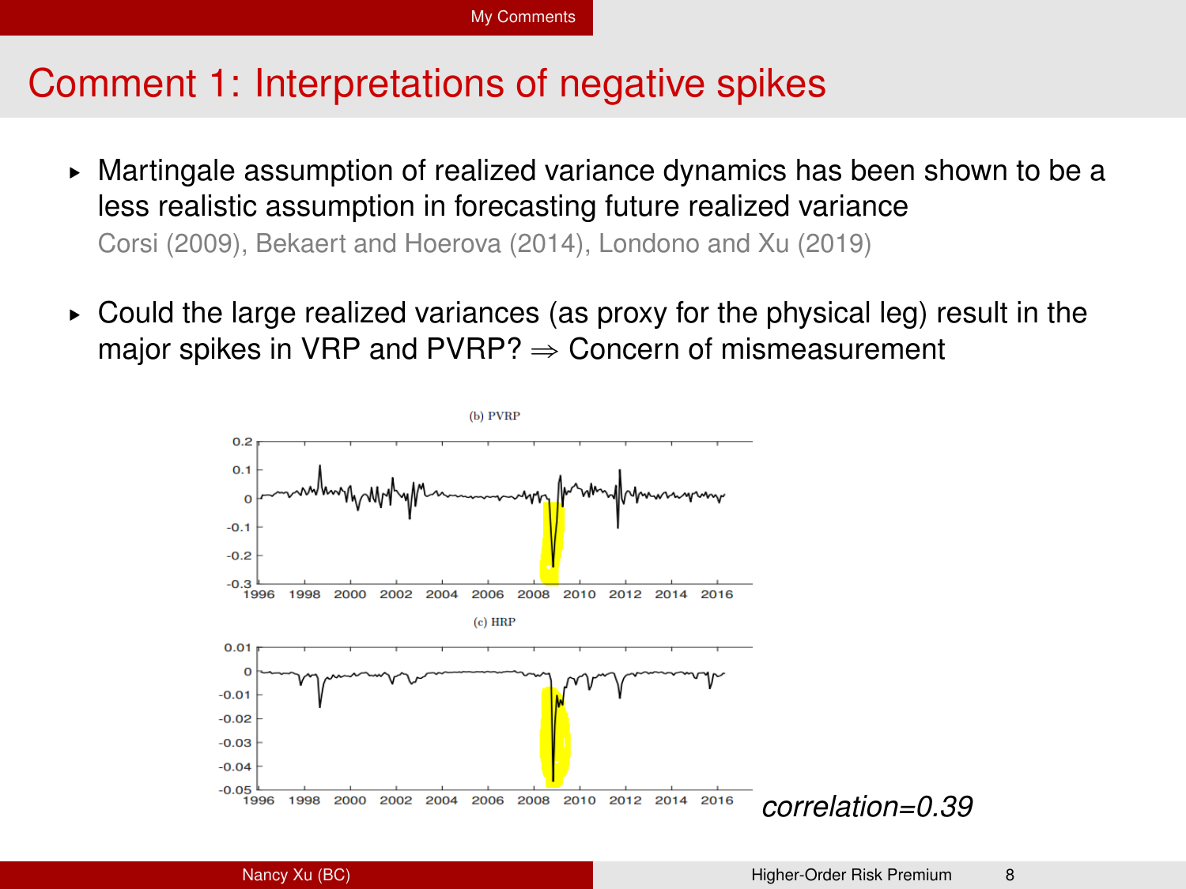# Comment 1: Interpretations of negative spikes

- Martingale assumption of realized variance dynamics has been shown to be a less realistic assumption in forecasting future realized variance
  Corsi (2009), Bekaert and Hoerova (2014), Londono and Xu (2019)

- Could the large realized variances (as proxy for the physical leg) result in the major spikes in VRP and PVRP? $\Rightarrow$ Concern of mismeasurement

(b) PVRP

(c) HRP

*correlation=0.39*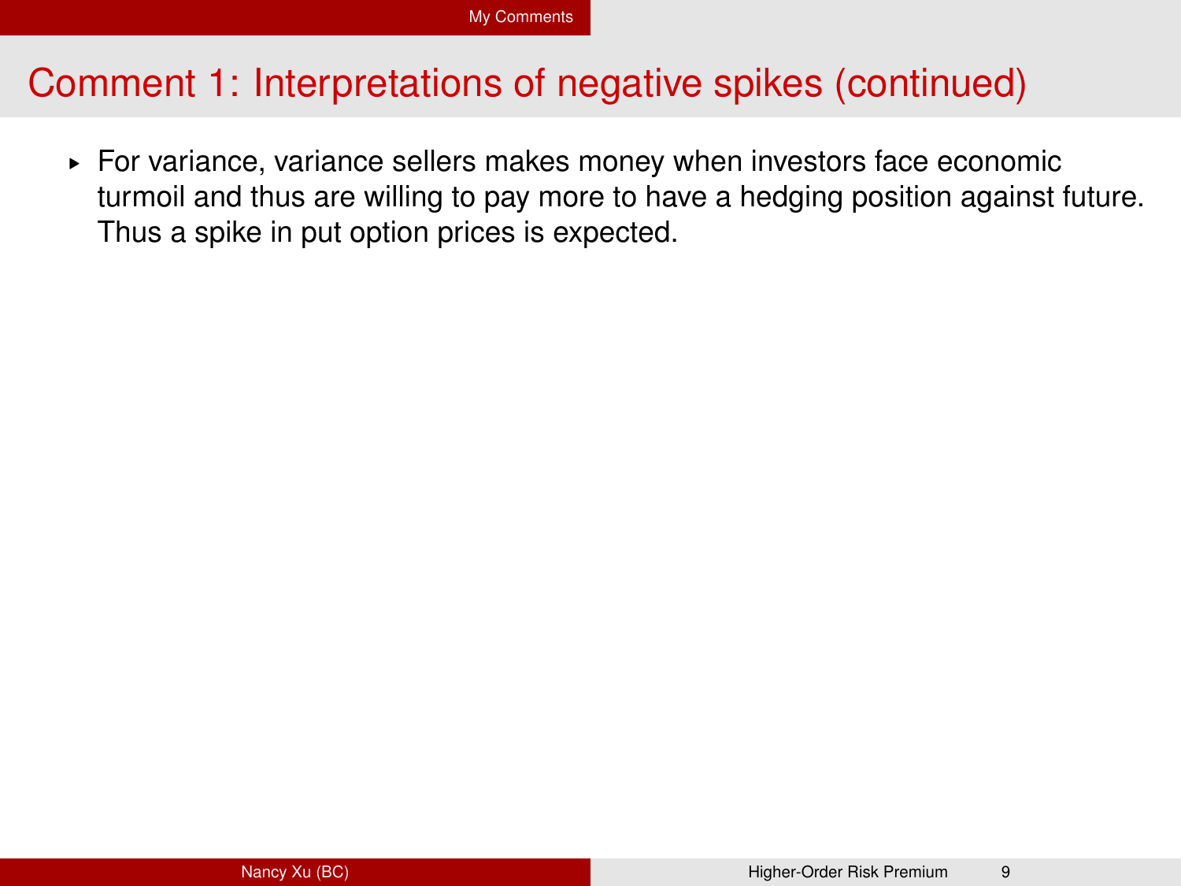# Comment 1: Interpretations of negative spikes (continued)

- For variance, variance sellers makes money when investors face economic turmoil and thus are willing to pay more to have a hedging position against future. Thus a spike in put option prices is expected.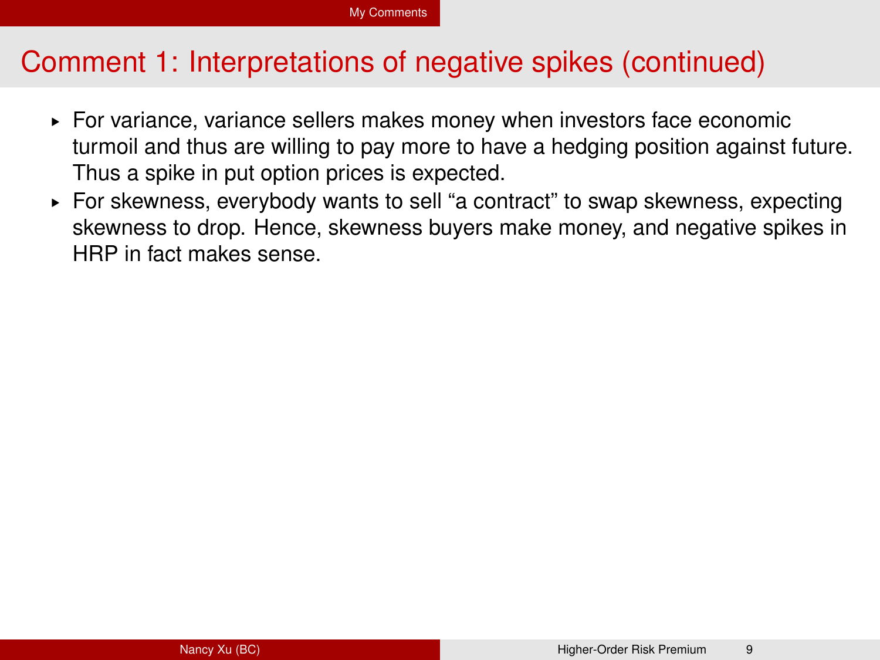## Comment 1: Interpretations of negative spikes (continued)

- For variance, variance sellers makes money when investors face economic turmoil and thus are willing to pay more to have a hedging position against future. Thus a spike in put option prices is expected.
- For skewness, everybody wants to sell “a contract” to swap skewness, expecting skewness to drop. Hence, skewness buyers make money, and negative spikes in HRP in fact makes sense.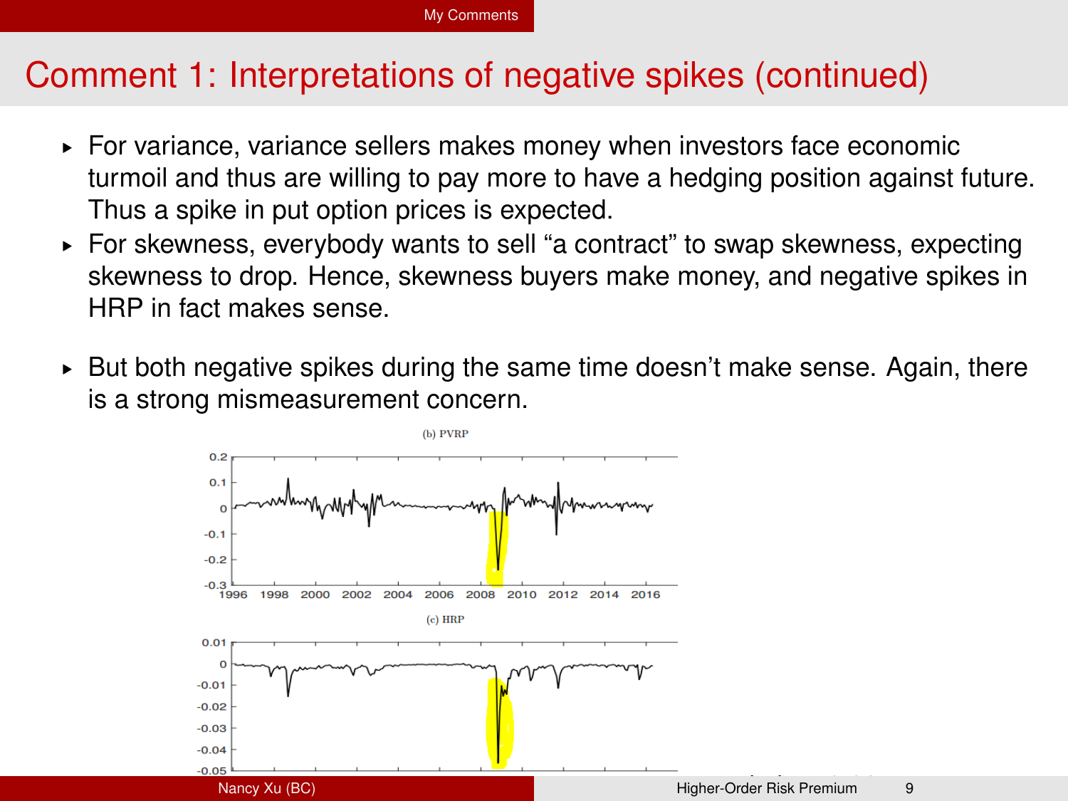# Comment 1: Interpretations of negative spikes (continued)

- For variance, variance sellers makes money when investors face economic turmoil and thus are willing to pay more to have a hedging position against future. Thus a spike in put option prices is expected.
- For skewness, everybody wants to sell "a contract" to swap skewness, expecting skewness to drop. Hence, skewness buyers make money, and negative spikes in HRP in fact makes sense.
- But both negative spikes during the same time doesn't make sense. Again, there is a strong mismeasurement concern.

(b) PVRP

(c) HRP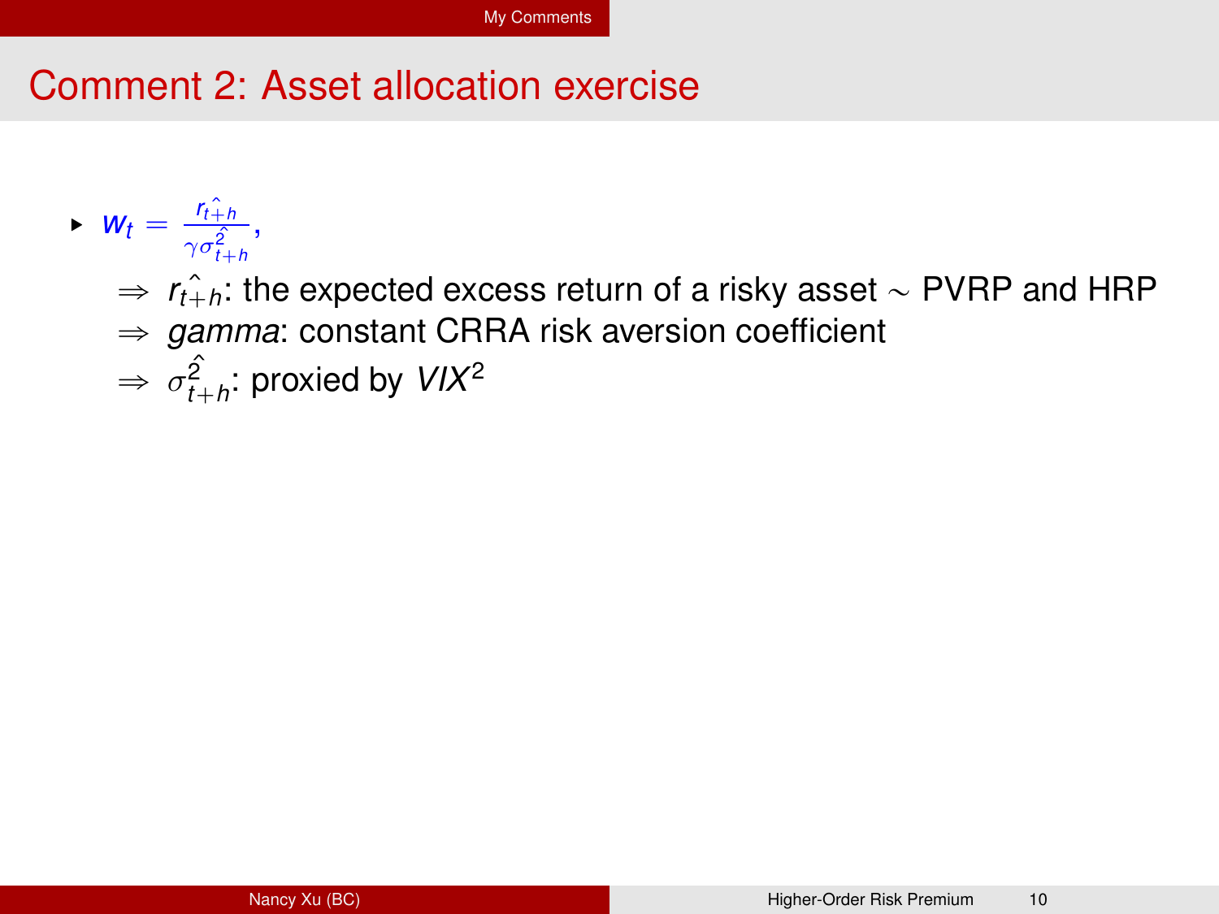# Comment 2: Asset allocation exercise

- $w_t = \frac{\hat{r_{t+h}}}{\gamma \hat{\sigma^2_{t+h}}}$,
  - $\Rightarrow$ $\hat{r_{t+h}}$: the expected excess return of a risky asset $\sim$ PVRP and HRP
  - $\Rightarrow$ *gamma*: constant CRRA risk aversion coefficient
  - $\Rightarrow$ $\hat{\sigma^2_{t+h}}$: proxied by $VIX^2$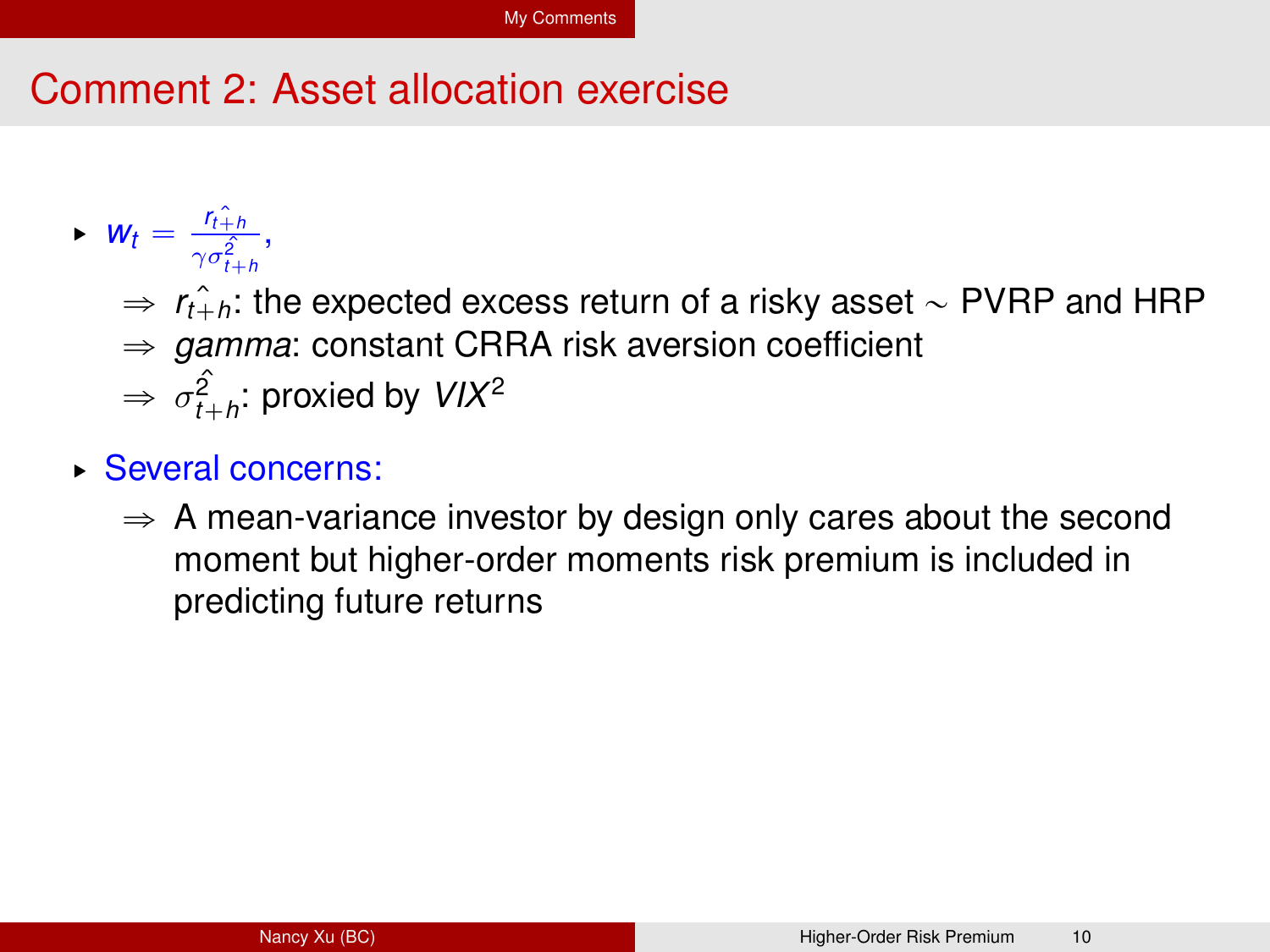## Comment 2: Asset allocation exercise

- $w_t = \frac{\hat{r_{t+h}}}{\gamma \hat{\sigma^2_{t+h}}}$,
  - $\Rightarrow$ $\hat{r_{t+h}}$: the expected excess return of a risky asset $\sim$ PVRP and HRP
  - $\Rightarrow$ *gamma*: constant CRRA risk aversion coefficient
  - $\Rightarrow$ $\hat{\sigma^2_{t+h}}$: proxied by $VIX^2$
- Several concerns:
  - $\Rightarrow$ A mean-variance investor by design only cares about the second moment but higher-order moments risk premium is included in predicting future returns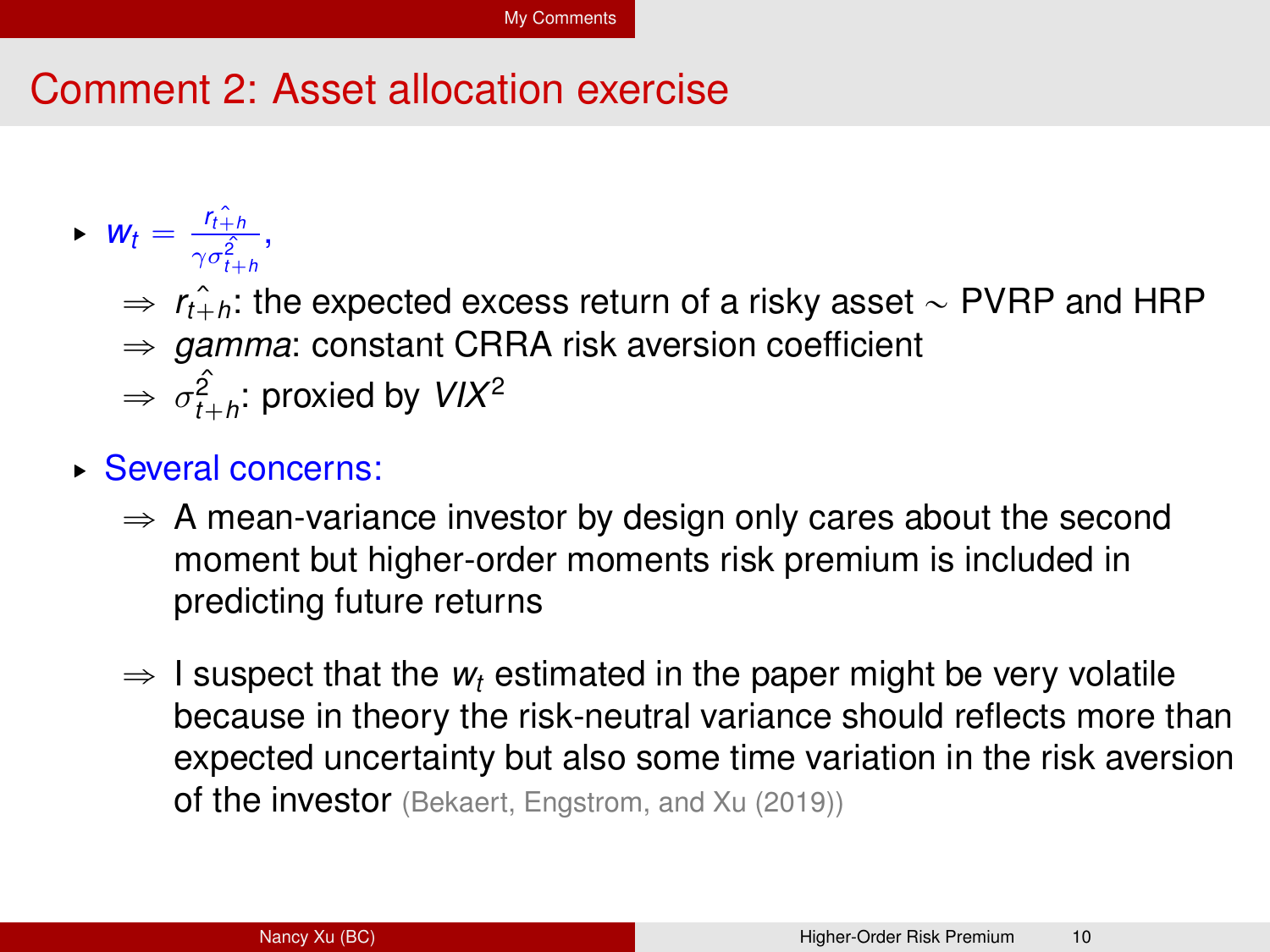# Comment 2: Asset allocation exercise

- $w_t = \frac{\hat{r_{t+h}}}{\gamma \hat{\sigma^2_{t+h}}}$,
  - $\Rightarrow$ $\hat{r_{t+h}}$: the expected excess return of a risky asset $\sim$ PVRP and HRP
  - $\Rightarrow$ *gamma*: constant CRRA risk aversion coefficient
  - $\Rightarrow$ $\hat{\sigma^2_{t+h}}$: proxied by $VIX^2$
- Several concerns:
  - $\Rightarrow$ A mean-variance investor by design only cares about the second moment but higher-order moments risk premium is included in predicting future returns
  - $\Rightarrow$ I suspect that the $w_t$ estimated in the paper might be very volatile because in theory the risk-neutral variance should reflects more than expected uncertainty but also some time variation in the risk aversion of the investor (Bekaert, Engstrom, and Xu (2019))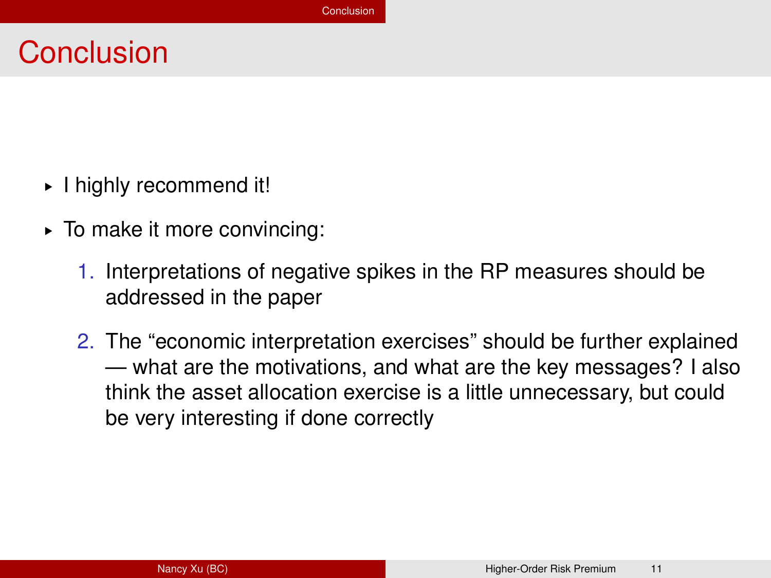# Conclusion

- I highly recommend it!
- To make it more convincing:
  1. Interpretations of negative spikes in the RP measures should be addressed in the paper
  2. The "economic interpretation exercises" should be further explained — what are the motivations, and what are the key messages? I also think the asset allocation exercise is a little unnecessary, but could be very interesting if done correctly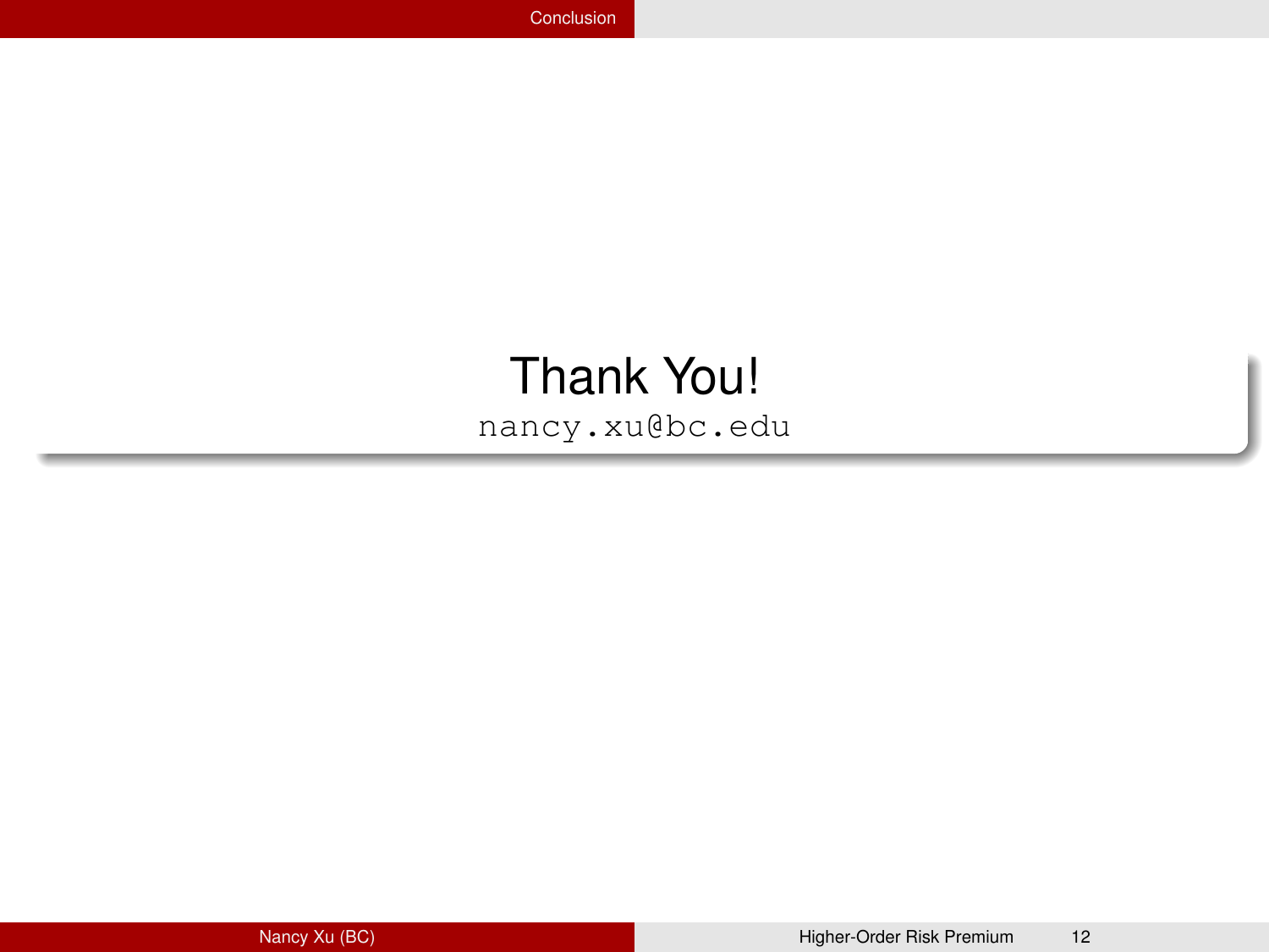# Thank You!

nancy.xu@bc.edu